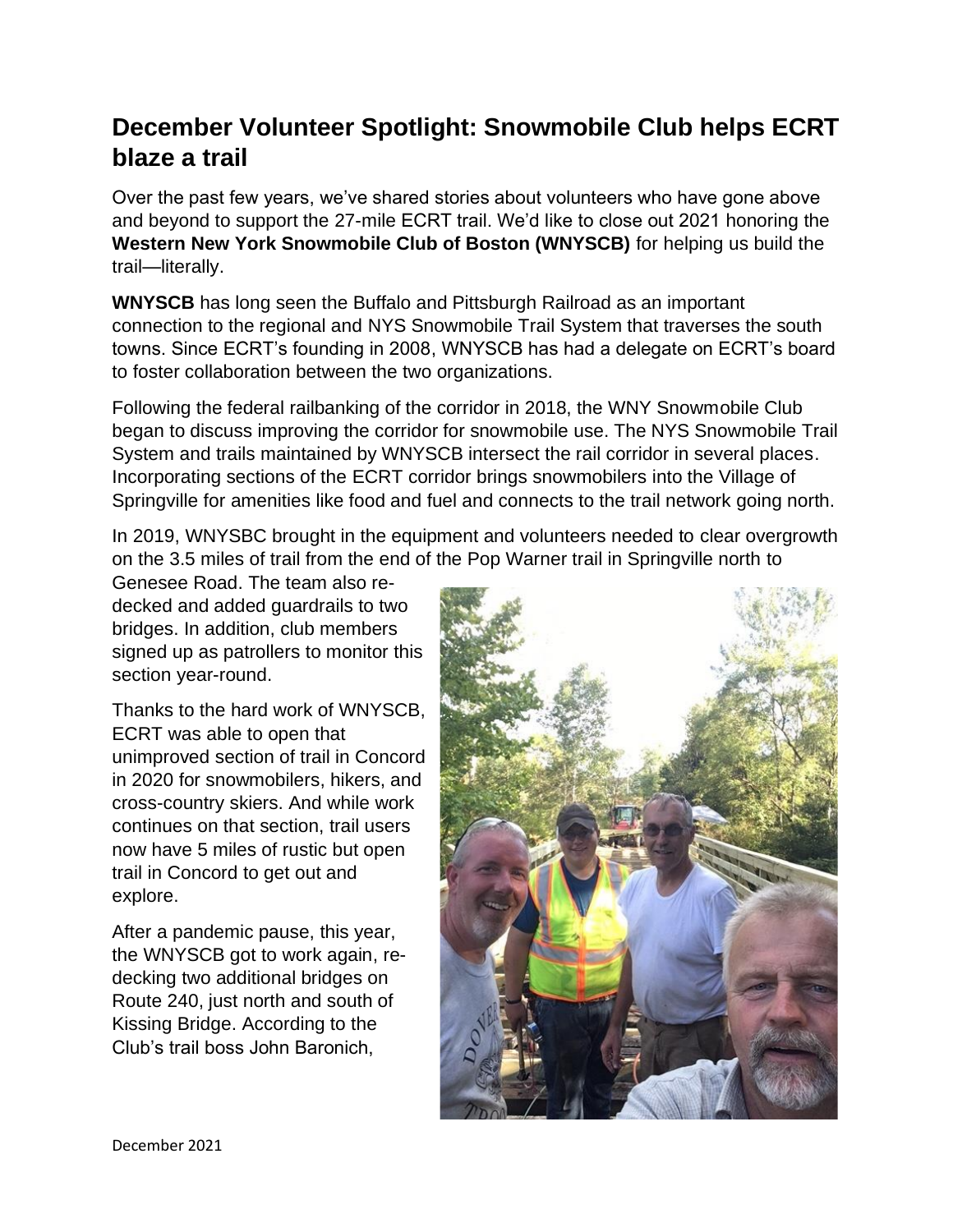## December Volunteer Spotlight: Snowmobile Club helps ECRT blaze a trail

Over the past few years, we've shared stories about volunteers who have gone above and beyond to support the 27-mile ECRT trail. We'd like to close out 2021 honoring the **Western New York Snowmobile Club of Boston (WNYSCB)** for helping us build the trail—literally.

**WNYSCB** has long seen the Buffalo and Pittsburgh Railroad as an important connection to the regional and NYS Snowmobile Trail System that traverses the south towns. Since ECRT's founding in 2008, WNYSCB has had a delegate on ECRT's board to foster collaboration between the two organizations.

Following the federal railbanking of the corridor in 2018, the WNY Snowmobile Club began to discuss improving the corridor for snowmobile use. The NYS Snowmobile Trail System and trails maintained by WNYSCB intersect the rail corridor in several places. Incorporating sections of the ECRT corridor brings snowmobilers into the Village of Springville for amenities like food and fuel and connects to the trail network going north.

In 2019, WNYSBC brought in the equipment and volunteers needed to clear overgrowth on the 3.5 miles of trail from the end of the Pop Warner trail in Springville north to Genesee Road. The team also re-decked and added guardrails to two bridges. In addition, club members signed up as patrollers to monitor this section year-round.

Thanks to the hard work of WNYSCB, ECRT was able to open that unimproved section of trail in Concord in 2020 for snowmobilers, hikers, and cross-country skiers. And while work continues on that section, trail users now have 5 miles of rustic but open trail in Concord to get out and explore.

After a pandemic pause, this year, the WNYSCB got to work again, re-decking two additional bridges on Route 240, just north and south of Kissing Bridge. According to the Club's trail boss John Baronich,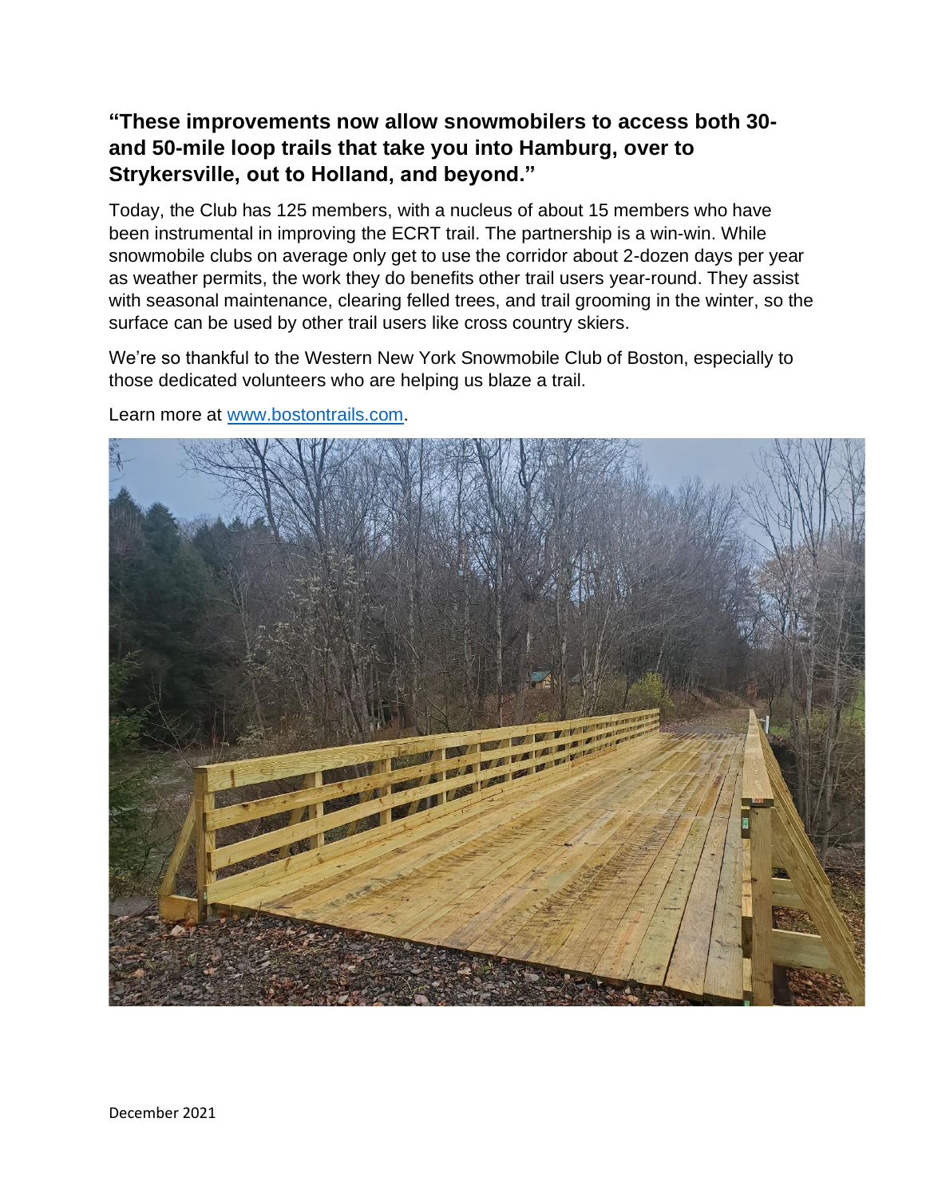### "These improvements now allow snowmobilers to access both 30- and 50-mile loop trails that take you into Hamburg, over to Strykersville, out to Holland, and beyond."

Today, the Club has 125 members, with a nucleus of about 15 members who have been instrumental in improving the ECRT trail. The partnership is a win-win. While snowmobile clubs on average only get to use the corridor about 2-dozen days per year as weather permits, the work they do benefits other trail users year-round. They assist with seasonal maintenance, clearing felled trees, and trail grooming in the winter, so the surface can be used by other trail users like cross country skiers.

We're so thankful to the Western New York Snowmobile Club of Boston, especially to those dedicated volunteers who are helping us blaze a trail.

Learn more at [www.bostontrails.com](http://www.bostontrails.com).

December 2021